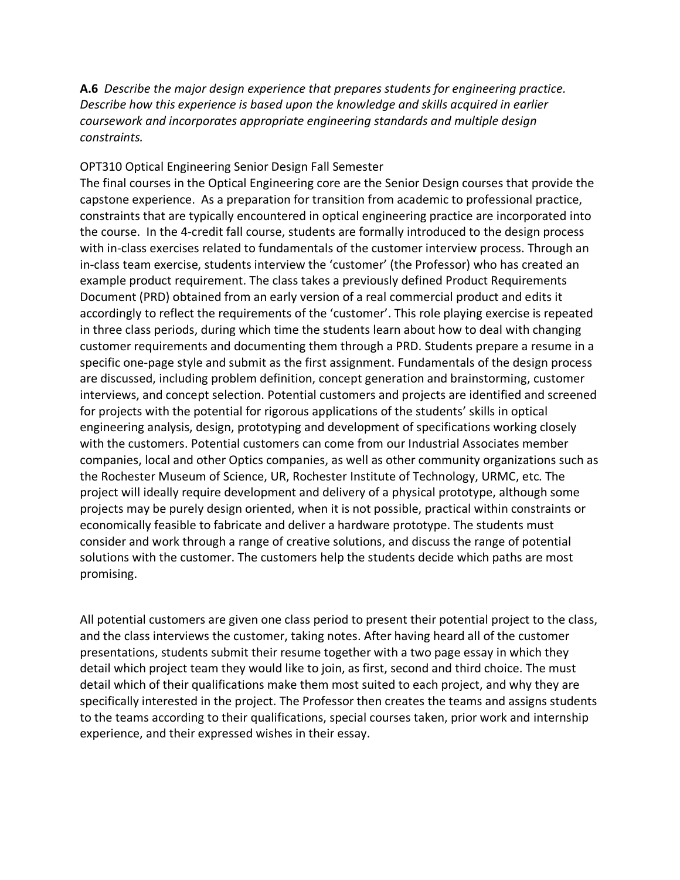**A.6** *Describe the major design experience that prepares students for engineering practice. Describe how this experience is based upon the knowledge and skills acquired in earlier coursework and incorporates appropriate engineering standards and multiple design constraints.*

OPT310 Optical Engineering Senior Design Fall Semester

The final courses in the Optical Engineering core are the Senior Design courses that provide the capstone experience. As a preparation for transition from academic to professional practice, constraints that are typically encountered in optical engineering practice are incorporated into the course. In the 4-credit fall course, students are formally introduced to the design process with in-class exercises related to fundamentals of the customer interview process. Through an in-class team exercise, students interview the 'customer' (the Professor) who has created an example product requirement. The class takes a previously defined Product Requirements Document (PRD) obtained from an early version of a real commercial product and edits it accordingly to reflect the requirements of the 'customer'. This role playing exercise is repeated in three class periods, during which time the students learn about how to deal with changing customer requirements and documenting them through a PRD. Students prepare a resume in a specific one-page style and submit as the first assignment. Fundamentals of the design process are discussed, including problem definition, concept generation and brainstorming, customer interviews, and concept selection. Potential customers and projects are identified and screened for projects with the potential for rigorous applications of the students' skills in optical engineering analysis, design, prototyping and development of specifications working closely with the customers. Potential customers can come from our Industrial Associates member companies, local and other Optics companies, as well as other community organizations such as the Rochester Museum of Science, UR, Rochester Institute of Technology, URMC, etc. The project will ideally require development and delivery of a physical prototype, although some projects may be purely design oriented, when it is not possible, practical within constraints or economically feasible to fabricate and deliver a hardware prototype. The students must consider and work through a range of creative solutions, and discuss the range of potential solutions with the customer. The customers help the students decide which paths are most promising.

All potential customers are given one class period to present their potential project to the class, and the class interviews the customer, taking notes. After having heard all of the customer presentations, students submit their resume together with a two page essay in which they detail which project team they would like to join, as first, second and third choice. The must detail which of their qualifications make them most suited to each project, and why they are specifically interested in the project. The Professor then creates the teams and assigns students to the teams according to their qualifications, special courses taken, prior work and internship experience, and their expressed wishes in their essay.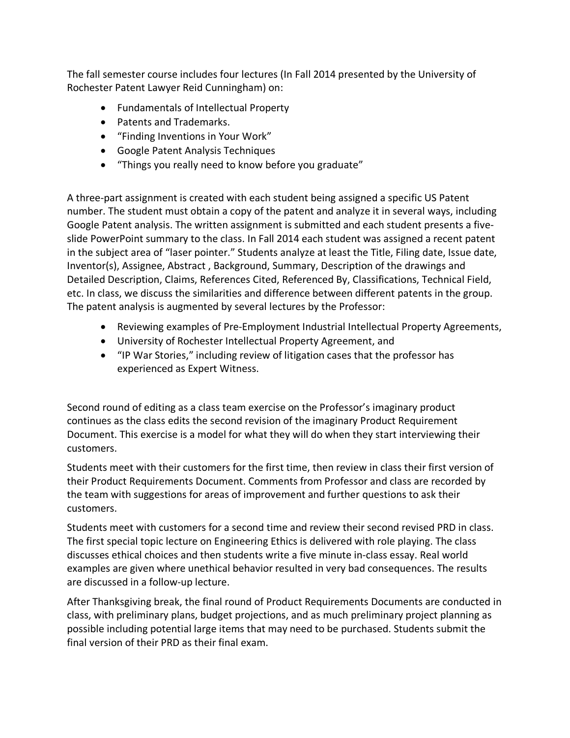The fall semester course includes four lectures (In Fall 2014 presented by the University of Rochester Patent Lawyer Reid Cunningham) on:

- Fundamentals of Intellectual Property
- Patents and Trademarks.
- "Finding Inventions in Your Work"
- Google Patent Analysis Techniques
- "Things you really need to know before you graduate"

A three-part assignment is created with each student being assigned a specific US Patent number. The student must obtain a copy of the patent and analyze it in several ways, including Google Patent analysis. The written assignment is submitted and each student presents a five-slide PowerPoint summary to the class. In Fall 2014 each student was assigned a recent patent in the subject area of "laser pointer." Students analyze at least the Title, Filing date, Issue date, Inventor(s), Assignee, Abstract , Background, Summary, Description of the drawings and Detailed Description, Claims, References Cited, Referenced By, Classifications, Technical Field, etc. In class, we discuss the similarities and difference between different patents in the group. The patent analysis is augmented by several lectures by the Professor:

- Reviewing examples of Pre-Employment Industrial Intellectual Property Agreements,
- University of Rochester Intellectual Property Agreement, and
- "IP War Stories," including review of litigation cases that the professor has experienced as Expert Witness.

Second round of editing as a class team exercise on the Professor's imaginary product continues as the class edits the second revision of the imaginary Product Requirement Document. This exercise is a model for what they will do when they start interviewing their customers.

Students meet with their customers for the first time, then review in class their first version of their Product Requirements Document. Comments from Professor and class are recorded by the team with suggestions for areas of improvement and further questions to ask their customers.

Students meet with customers for a second time and review their second revised PRD in class. The first special topic lecture on Engineering Ethics is delivered with role playing. The class discusses ethical choices and then students write a five minute in-class essay. Real world examples are given where unethical behavior resulted in very bad consequences. The results are discussed in a follow-up lecture.

After Thanksgiving break, the final round of Product Requirements Documents are conducted in class, with preliminary plans, budget projections, and as much preliminary project planning as possible including potential large items that may need to be purchased. Students submit the final version of their PRD as their final exam.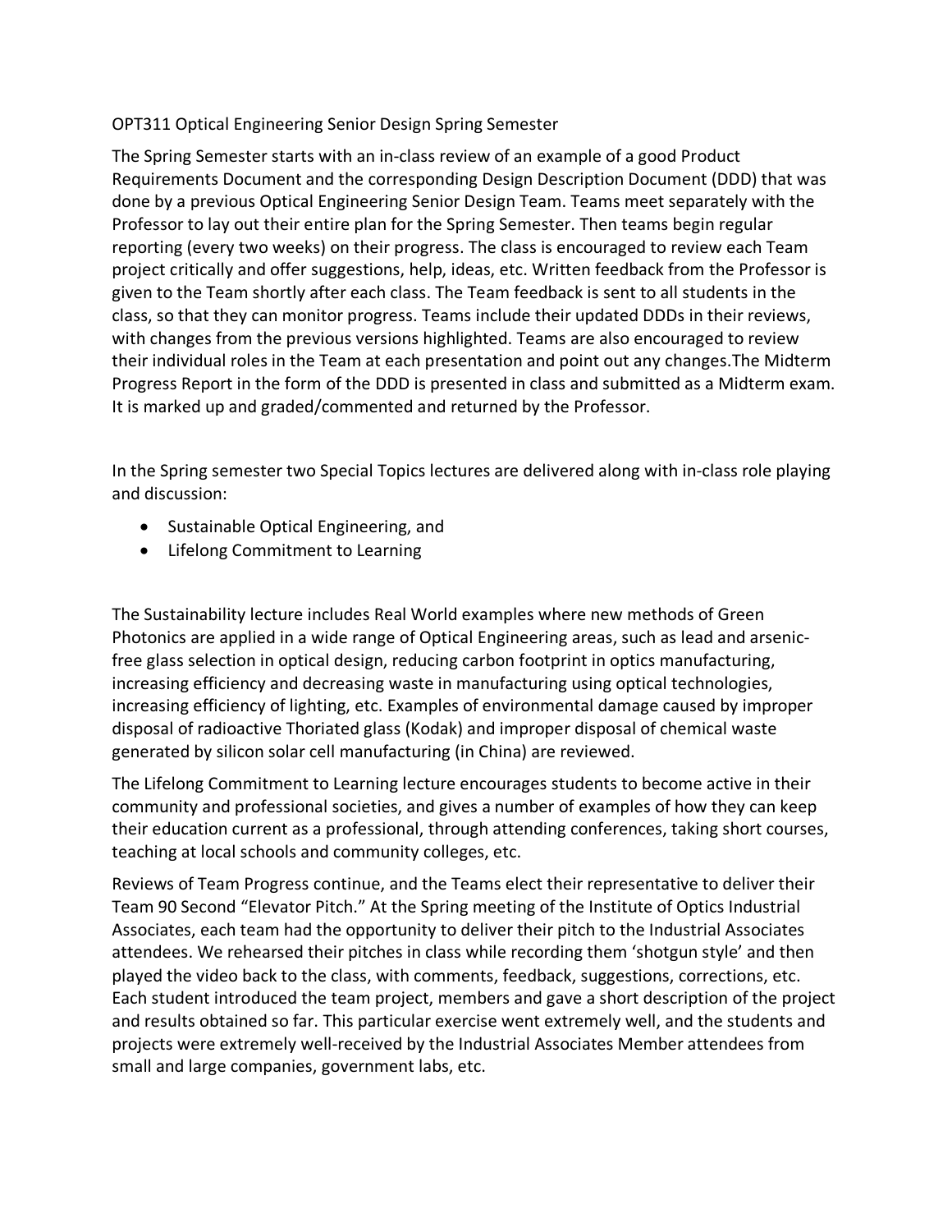OPT311 Optical Engineering Senior Design Spring Semester

The Spring Semester starts with an in-class review of an example of a good Product Requirements Document and the corresponding Design Description Document (DDD) that was done by a previous Optical Engineering Senior Design Team. Teams meet separately with the Professor to lay out their entire plan for the Spring Semester. Then teams begin regular reporting (every two weeks) on their progress. The class is encouraged to review each Team project critically and offer suggestions, help, ideas, etc. Written feedback from the Professor is given to the Team shortly after each class. The Team feedback is sent to all students in the class, so that they can monitor progress. Teams include their updated DDDs in their reviews, with changes from the previous versions highlighted. Teams are also encouraged to review their individual roles in the Team at each presentation and point out any changes.The Midterm Progress Report in the form of the DDD is presented in class and submitted as a Midterm exam. It is marked up and graded/commented and returned by the Professor.

In the Spring semester two Special Topics lectures are delivered along with in-class role playing and discussion:

- Sustainable Optical Engineering, and
- Lifelong Commitment to Learning

The Sustainability lecture includes Real World examples where new methods of Green Photonics are applied in a wide range of Optical Engineering areas, such as lead and arsenic-free glass selection in optical design, reducing carbon footprint in optics manufacturing, increasing efficiency and decreasing waste in manufacturing using optical technologies, increasing efficiency of lighting, etc. Examples of environmental damage caused by improper disposal of radioactive Thoriated glass (Kodak) and improper disposal of chemical waste generated by silicon solar cell manufacturing (in China) are reviewed.

The Lifelong Commitment to Learning lecture encourages students to become active in their community and professional societies, and gives a number of examples of how they can keep their education current as a professional, through attending conferences, taking short courses, teaching at local schools and community colleges, etc.

Reviews of Team Progress continue, and the Teams elect their representative to deliver their Team 90 Second "Elevator Pitch." At the Spring meeting of the Institute of Optics Industrial Associates, each team had the opportunity to deliver their pitch to the Industrial Associates attendees. We rehearsed their pitches in class while recording them 'shotgun style' and then played the video back to the class, with comments, feedback, suggestions, corrections, etc. Each student introduced the team project, members and gave a short description of the project and results obtained so far. This particular exercise went extremely well, and the students and projects were extremely well-received by the Industrial Associates Member attendees from small and large companies, government labs, etc.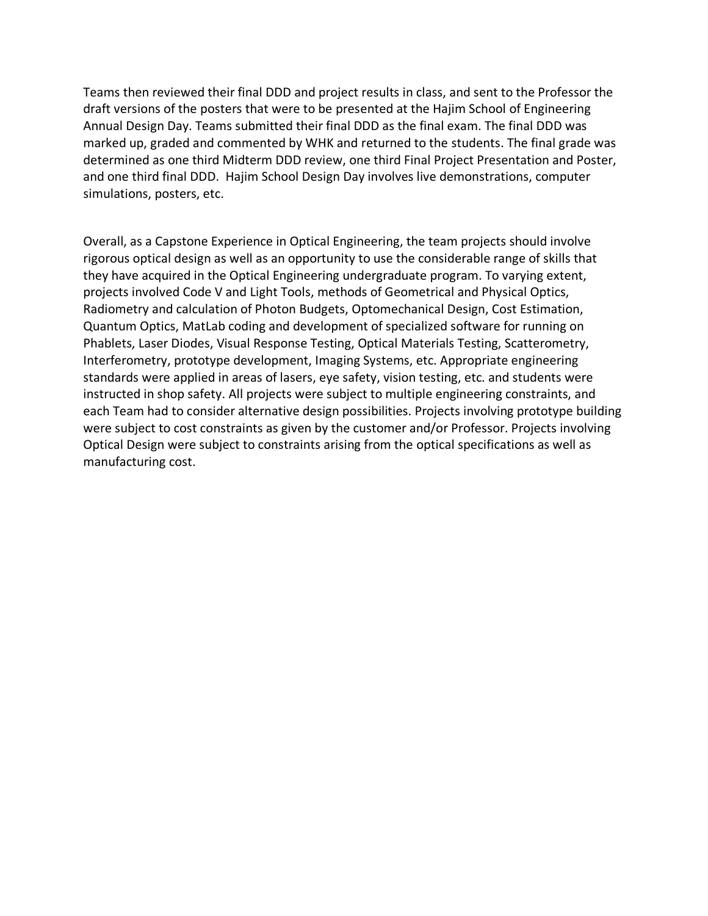Teams then reviewed their final DDD and project results in class, and sent to the Professor the draft versions of the posters that were to be presented at the Hajim School of Engineering Annual Design Day. Teams submitted their final DDD as the final exam. The final DDD was marked up, graded and commented by WHK and returned to the students. The final grade was determined as one third Midterm DDD review, one third Final Project Presentation and Poster, and one third final DDD.  Hajim School Design Day involves live demonstrations, computer simulations, posters, etc.

Overall, as a Capstone Experience in Optical Engineering, the team projects should involve rigorous optical design as well as an opportunity to use the considerable range of skills that they have acquired in the Optical Engineering undergraduate program. To varying extent, projects involved Code V and Light Tools, methods of Geometrical and Physical Optics, Radiometry and calculation of Photon Budgets, Optomechanical Design, Cost Estimation, Quantum Optics, MatLab coding and development of specialized software for running on Phablets, Laser Diodes, Visual Response Testing, Optical Materials Testing, Scatterometry, Interferometry, prototype development, Imaging Systems, etc. Appropriate engineering standards were applied in areas of lasers, eye safety, vision testing, etc. and students were instructed in shop safety. All projects were subject to multiple engineering constraints, and each Team had to consider alternative design possibilities. Projects involving prototype building were subject to cost constraints as given by the customer and/or Professor. Projects involving Optical Design were subject to constraints arising from the optical specifications as well as manufacturing cost.